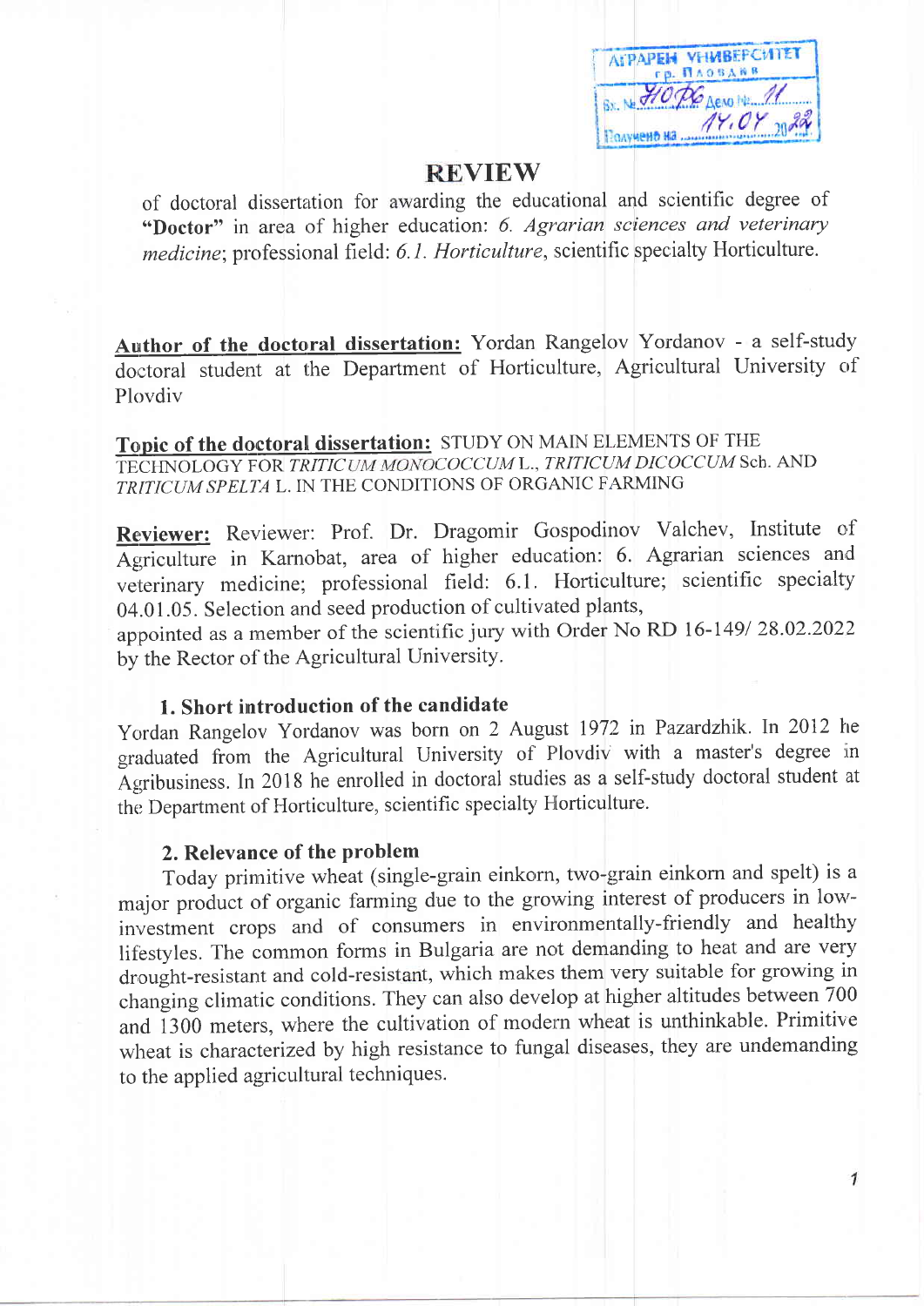АГРАРЕН УНИВЕРСИТЕТ гр. ПЛОВДИВ
Вх. № 410 Д6 Дело №...11...
Получено на 14.04.2022

# REVIEW

of doctoral dissertation for awarding the educational and scientific degree of **"Doctor"** in area of higher education: *6. Agrarian sciences and veterinary medicine*; professional field: *6.1. Horticulture*, scientific specialty Horticulture.

**Author of the doctoral dissertation:** Yordan Rangelov Yordanov - a self-study doctoral student at the Department of Horticulture, Agricultural University of Plovdiv

**Topic of the doctoral dissertation:** STUDY ON MAIN ELEMENTS OF THE TECHNOLOGY FOR *TRITICUM MONOCOCCUM* L., *TRITICUM DICOCCUM* Sch. AND *TRITICUM SPELTA* L. IN THE CONDITIONS OF ORGANIC FARMING

**Reviewer:** Reviewer: Prof. Dr. Dragomir Gospodinov Valchev, Institute of Agriculture in Karnobat, area of higher education: 6. Agrarian sciences and veterinary medicine; professional field: 6.1. Horticulture; scientific specialty 04.01.05. Selection and seed production of cultivated plants, appointed as a member of the scientific jury with Order No RD 16-149/ 28.02.2022 by the Rector of the Agricultural University.

### 1. Short introduction of the candidate

Yordan Rangelov Yordanov was born on 2 August 1972 in Pazardzhik. In 2012 he graduated from the Agricultural University of Plovdiv with a master's degree in Agribusiness. In 2018 he enrolled in doctoral studies as a self-study doctoral student at the Department of Horticulture, scientific specialty Horticulture.

### 2. Relevance of the problem

Today primitive wheat (single-grain einkorn, two-grain einkorn and spelt) is a major product of organic farming due to the growing interest of producers in low-investment crops and of consumers in environmentally-friendly and healthy lifestyles. The common forms in Bulgaria are not demanding to heat and are very drought-resistant and cold-resistant, which makes them very suitable for growing in changing climatic conditions. They can also develop at higher altitudes between 700 and 1300 meters, where the cultivation of modern wheat is unthinkable. Primitive wheat is characterized by high resistance to fungal diseases, they are undemanding to the applied agricultural techniques.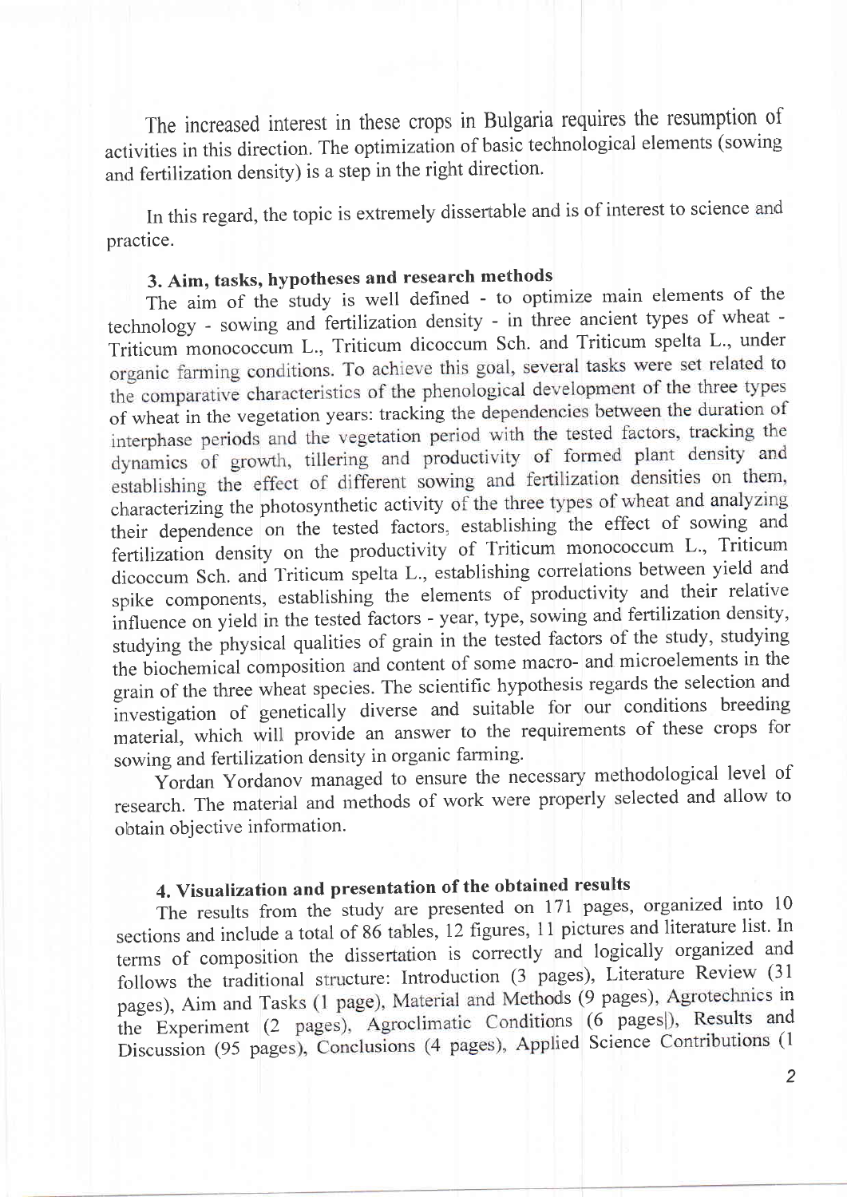The increased interest in these crops in Bulgaria requires the resumption of activities in this direction. The optimization of basic technological elements (sowing and fertilization density) is a step in the right direction.

In this regard, the topic is extremely dissertable and is of interest to science and practice.

### 3. Aim, tasks, hypotheses and research methods

The aim of the study is well defined - to optimize main elements of the technology - sowing and fertilization density - in three ancient types of wheat - Triticum monococcum L., Triticum dicoccum Sch. and Triticum spelta L., under organic farming conditions. To achieve this goal, several tasks were set related to the comparative characteristics of the phenological development of the three types of wheat in the vegetation years: tracking the dependencies between the duration of interphase periods and the vegetation period with the tested factors, tracking the dynamics of growth, tillering and productivity of formed plant density and establishing the effect of different sowing and fertilization densities on them, characterizing the photosynthetic activity of the three types of wheat and analyzing their dependence on the tested factors, establishing the effect of sowing and fertilization density on the productivity of Triticum monococcum L., Triticum dicoccum Sch. and Triticum spelta L., establishing correlations between yield and spike components, establishing the elements of productivity and their relative influence on yield in the tested factors - year, type, sowing and fertilization density, studying the physical qualities of grain in the tested factors of the study, studying the biochemical composition and content of some macro- and microelements in the grain of the three wheat species. The scientific hypothesis regards the selection and investigation of genetically diverse and suitable for our conditions breeding material, which will provide an answer to the requirements of these crops for sowing and fertilization density in organic farming.

Yordan Yordanov managed to ensure the necessary methodological level of research. The material and methods of work were properly selected and allow to obtain objective information.

### 4. Visualization and presentation of the obtained results

The results from the study are presented on 171 pages, organized into 10 sections and include a total of 86 tables, 12 figures, 11 pictures and literature list. In terms of composition the dissertation is correctly and logically organized and follows the traditional structure: Introduction (3 pages), Literature Review (31 pages), Aim and Tasks (1 page), Material and Methods (9 pages), Agrotechnics in the Experiment (2 pages), Agroclimatic Conditions (6 pages|), Results and Discussion (95 pages), Conclusions (4 pages), Applied Science Contributions (1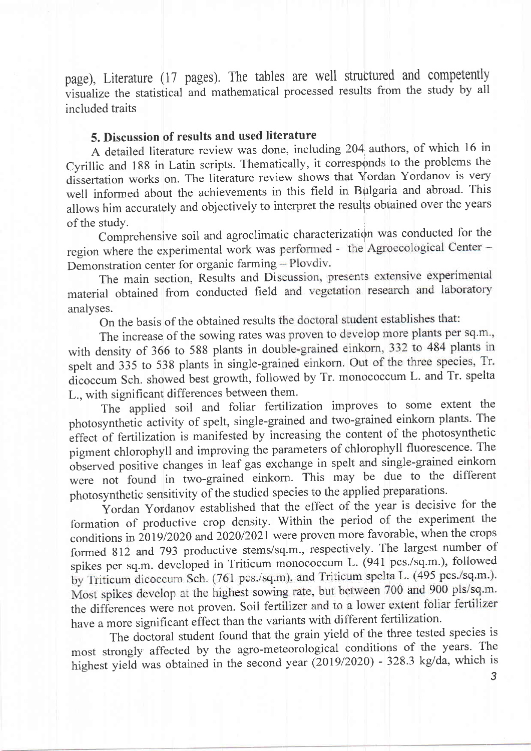page), Literature (17 pages). The tables are well structured and competently visualize the statistical and mathematical processed results from the study by all included traits

### 5. Discussion of results and used literature

A detailed literature review was done, including 204 authors, of which 16 in Cyrillic and 188 in Latin scripts. Thematically, it corresponds to the problems the dissertation works on. The literature review shows that Yordan Yordanov is very well informed about the achievements in this field in Bulgaria and abroad. This allows him accurately and objectively to interpret the results obtained over the years of the study.

Comprehensive soil and agroclimatic characterization was conducted for the region where the experimental work was performed - the Agroecological Center – Demonstration center for organic farming – Plovdiv.

The main section, Results and Discussion, presents extensive experimental material obtained from conducted field and vegetation research and laboratory analyses.

On the basis of the obtained results the doctoral student establishes that:

The increase of the sowing rates was proven to develop more plants per sq.m., with density of 366 to 588 plants in double-grained einkorn, 332 to 484 plants in spelt and 335 to 538 plants in single-grained einkorn. Out of the three species, Tr. dicoccum Sch. showed best growth, followed by Tr. monococcum L. and Tr. spelta L., with significant differences between them.

The applied soil and foliar fertilization improves to some extent the photosynthetic activity of spelt, single-grained and two-grained einkorn plants. The effect of fertilization is manifested by increasing the content of the photosynthetic pigment chlorophyll and improving the parameters of chlorophyll fluorescence. The observed positive changes in leaf gas exchange in spelt and single-grained einkorn were not found in two-grained einkorn. This may be due to the different photosynthetic sensitivity of the studied species to the applied preparations.

Yordan Yordanov established that the effect of the year is decisive for the formation of productive crop density. Within the period of the experiment the conditions in 2019/2020 and 2020/2021 were proven more favorable, when the crops formed 812 and 793 productive stems/sq.m., respectively. The largest number of spikes per sq.m. developed in Triticum monococcum L. (941 pcs./sq.m.), followed by Triticum dicoccum Sch. (761 pcs./sq.m), and Triticum spelta L. (495 pcs./sq.m.). Most spikes develop at the highest sowing rate, but between 700 and 900 pls/sq.m. the differences were not proven. Soil fertilizer and to a lower extent foliar fertilizer have a more significant effect than the variants with different fertilization.

The doctoral student found that the grain yield of the three tested species is most strongly affected by the agro-meteorological conditions of the years. The highest yield was obtained in the second year (2019/2020) - 328.3 kg/da, which is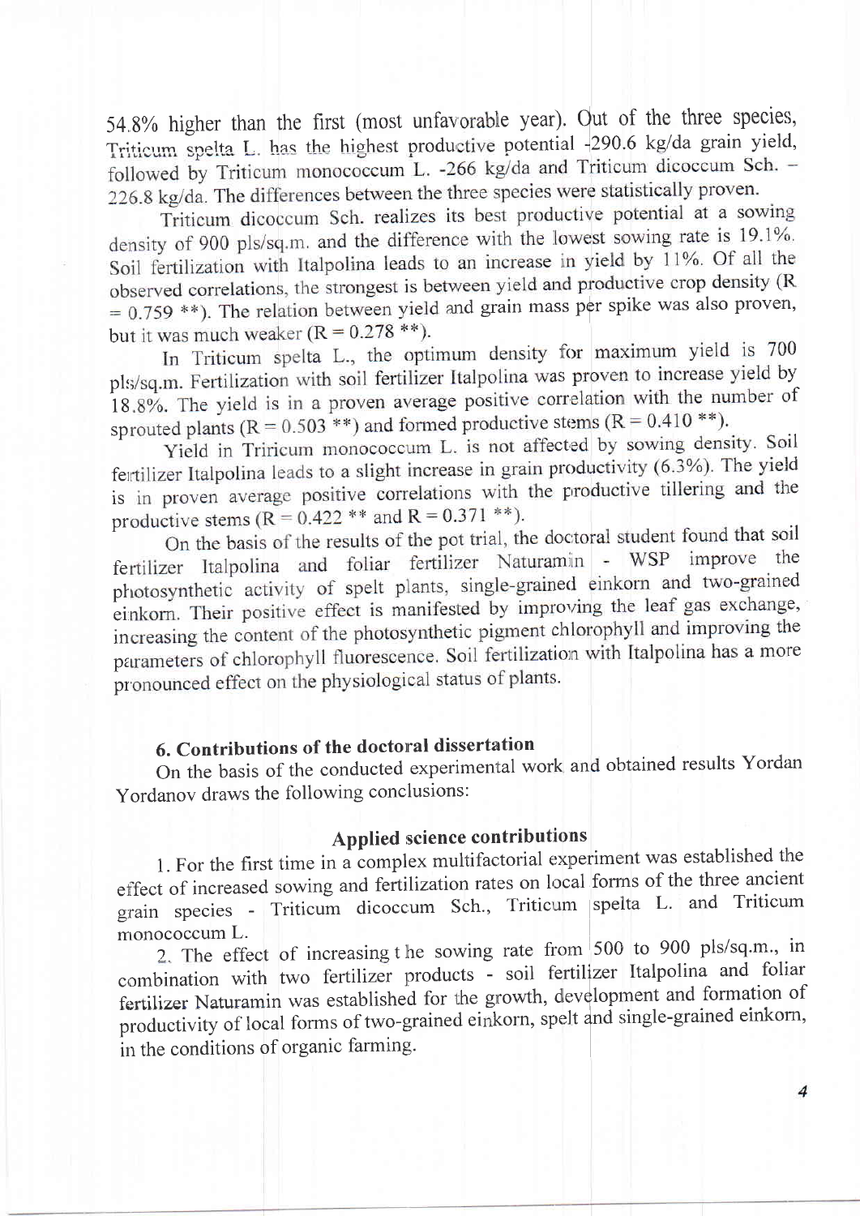54.8% higher than the first (most unfavorable year). Out of the three species, Triticum spelta L. has the highest productive potential -290.6 kg/da grain yield, followed by Triticum monococcum L. -266 kg/da and Triticum dicoccum Sch. – 226.8 kg/da. The differences between the three species were statistically proven.

Triticum dicoccum Sch. realizes its best productive potential at a sowing density of 900 pls/sq.m. and the difference with the lowest sowing rate is 19.1%. Soil fertilization with Italpolina leads to an increase in yield by 11%. Of all the observed correlations, the strongest is between yield and productive crop density ($R = 0.759$ **). The relation between yield and grain mass per spike was also proven, but it was much weaker ($R = 0.278$ **).

In Triticum spelta L., the optimum density for maximum yield is 700 pls/sq.m. Fertilization with soil fertilizer Italpolina was proven to increase yield by 18.8%. The yield is in a proven average positive correlation with the number of sprouted plants ($R = 0.503$ **) and formed productive stems ($R = 0.410$ **).

Yield in Triricum monococcum L. is not affected by sowing density. Soil fertilizer Italpolina leads to a slight increase in grain productivity (6.3%). The yield is in proven average positive correlations with the productive tillering and the productive stems ($R = 0.422$ ** and $R = 0.371$ **).

On the basis of the results of the pot trial, the doctoral student found that soil fertilizer Italpolina and foliar fertilizer Naturamin - WSP improve the photosynthetic activity of spelt plants, single-grained einkorn and two-grained einkorn. Their positive effect is manifested by improving the leaf gas exchange, increasing the content of the photosynthetic pigment chlorophyll and improving the parameters of chlorophyll fluorescence. Soil fertilization with Italpolina has a more pronounced effect on the physiological status of plants.

## 6. Contributions of the doctoral dissertation

On the basis of the conducted experimental work and obtained results Yordan Yordanov draws the following conclusions:

### Applied science contributions

1. For the first time in a complex multifactorial experiment was established the effect of increased sowing and fertilization rates on local forms of the three ancient grain species - Triticum dicoccum Sch., Triticum spelta L. and Triticum monococcum L.

2. The effect of increasing t he sowing rate from 500 to 900 pls/sq.m., in combination with two fertilizer products - soil fertilizer Italpolina and foliar fertilizer Naturamin was established for the growth, development and formation of productivity of local forms of two-grained einkorn, spelt and single-grained einkorn, in the conditions of organic farming.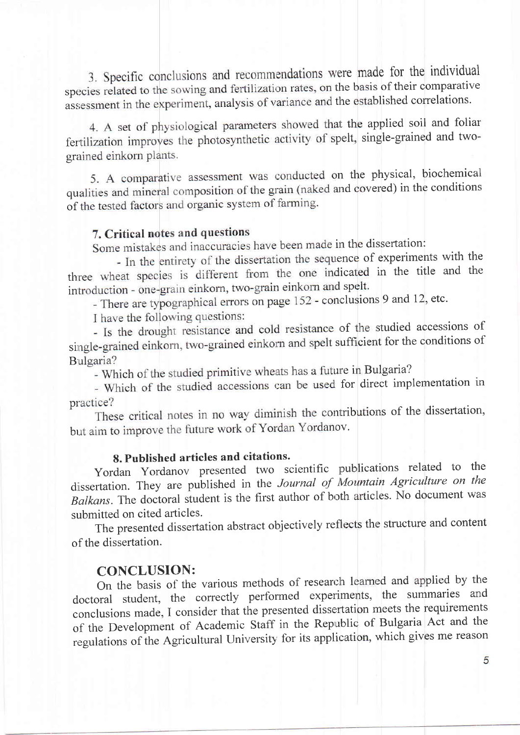3. Specific conclusions and recommendations were made for the individual species related to the sowing and fertilization rates, on the basis of their comparative assessment in the experiment, analysis of variance and the established correlations.

4. A set of physiological parameters showed that the applied soil and foliar fertilization improves the photosynthetic activity of spelt, single-grained and two-grained einkorn plants.

5. A comparative assessment was conducted on the physical, biochemical qualities and mineral composition of the grain (naked and covered) in the conditions of the tested factors and organic system of farming.

### 7. Critical notes and questions

Some mistakes and inaccuracies have been made in the dissertation:

- In the entirety of the dissertation the sequence of experiments with the three wheat species is different from the one indicated in the title and the introduction - one-grain einkorn, two-grain einkorn and spelt.
- There are typographical errors on page 152 - conclusions 9 and 12, etc.

I have the following questions:

- Is the drought resistance and cold resistance of the studied accessions of single-grained einkorn, two-grained einkorn and spelt sufficient for the conditions of Bulgaria?
- Which of the studied primitive wheats has a future in Bulgaria?
- Which of the studied accessions can be used for direct implementation in practice?

These critical notes in no way diminish the contributions of the dissertation, but aim to improve the future work of Yordan Yordanov.

### 8. Published articles and citations.

Yordan Yordanov presented two scientific publications related to the dissertation. They are published in the *Journal of Mountain Agriculture on the Balkans*. The doctoral student is the first author of both articles. No document was submitted on cited articles.

The presented dissertation abstract objectively reflects the structure and content of the dissertation.

## CONCLUSION:

On the basis of the various methods of research learned and applied by the doctoral student, the correctly performed experiments, the summaries and conclusions made, I consider that the presented dissertation meets the requirements of the Development of Academic Staff in the Republic of Bulgaria Act and the regulations of the Agricultural University for its application, which gives me reason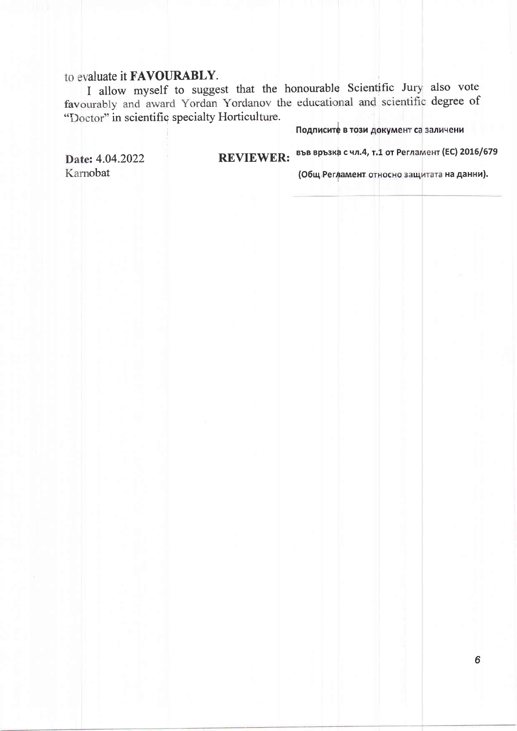to evaluate it **FAVOURABLY**.

I allow myself to suggest that the honourable Scientific Jury also vote favourably and award Yordan Yordanov the educational and scientific degree of "Doctor" in scientific specialty Horticulture.

**Подписите в този документ са заличени във връзка с чл.4, т.1 от Регламент (ЕС) 2016/679 (Общ Регламент относно защитата на данни).**

**Date:** 4.04.2022
Karnobat

**REVIEWER:**